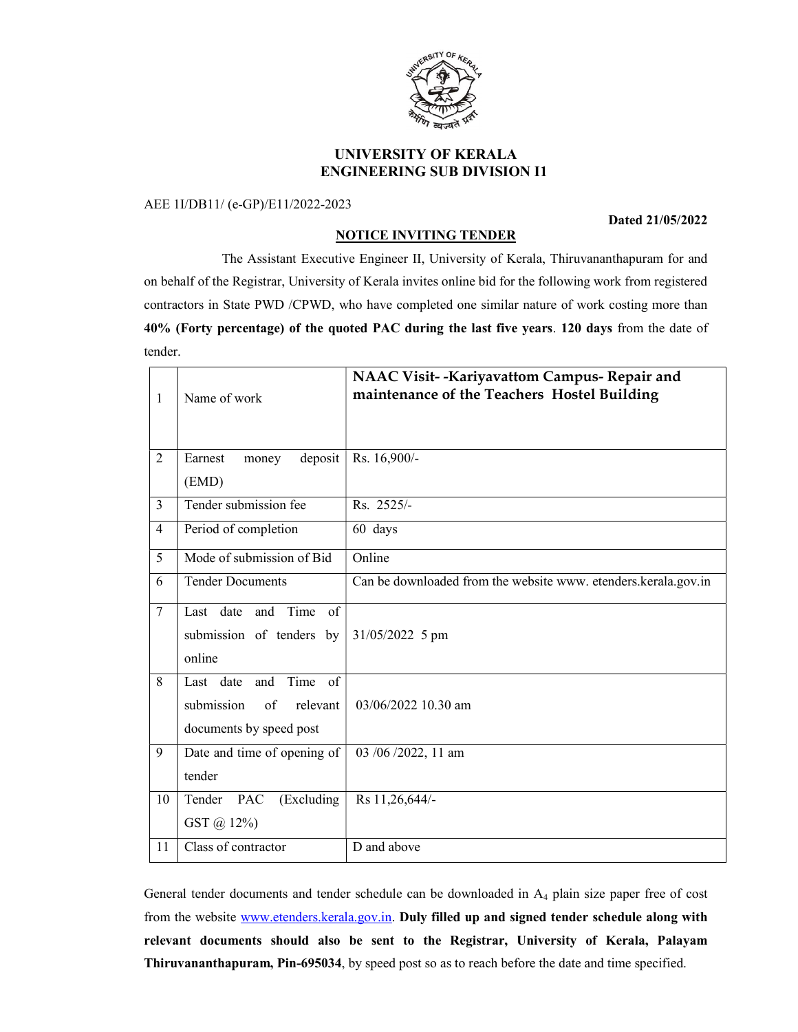# UNIVERSITY OF KERALA
## ENGINEERING SUB DIVISION I1

AEE 1I/DB11/ (e-GP)/E11/2022-2023

**Dated 21/05/2022**

**NOTICE INVITING TENDER**

The Assistant Executive Engineer II, University of Kerala, Thiruvananthapuram for and on behalf of the Registrar, University of Kerala invites online bid for the following work from registered contractors in State PWD /CPWD, who have completed one similar nature of work costing more than **40% (Forty percentage) of the quoted PAC during the last five years**. **120 days** from the date of tender.

| | | |
|---|---|---|
| 1 | Name of work | **NAAC Visit- -Kariyavattom Campus- Repair and maintenance of the Teachers Hostel Building** |
| 2 | Earnest money deposit (EMD) | Rs. 16,900/- |
| 3 | Tender submission fee | Rs. 2525/- |
| 4 | Period of completion | 60 days |
| 5 | Mode of submission of Bid | Online |
| 6 | Tender Documents | Can be downloaded from the website www. etenders.kerala.gov.in |
| 7 | Last date and Time of submission of tenders by online | 31/05/2022 5 pm |
| 8 | Last date and Time of submission of relevant documents by speed post | 03/06/2022 10.30 am |
| 9 | Date and time of opening of tender | 03 /06 /2022, 11 am |
| 10 | Tender PAC (Excluding GST @ 12%) | Rs 11,26,644/- |
| 11 | Class of contractor | D and above |

General tender documents and tender schedule can be downloaded in $A_4$ plain size paper free of cost from the website www.etenders.kerala.gov.in. **Duly filled up and signed tender schedule along with relevant documents should also be sent to the Registrar, University of Kerala, Palayam Thiruvananthapuram, Pin-695034**, by speed post so as to reach before the date and time specified.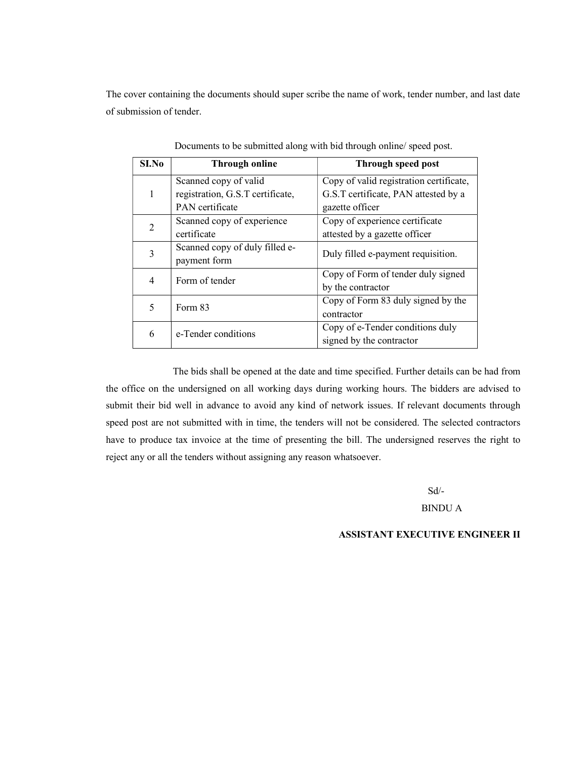The cover containing the documents should super scribe the name of work, tender number, and last date of submission of tender.

Documents to be submitted along with bid through online/ speed post.

| SI.No | Through online | Through speed post |
|---|---|---|
| 1 | Scanned copy of valid registration, G.S.T certificate, PAN certificate | Copy of valid registration certificate, G.S.T certificate, PAN attested by a gazette officer |
| 2 | Scanned copy of experience certificate | Copy of experience certificate attested by a gazette officer |
| 3 | Scanned copy of duly filled e-payment form | Duly filled e-payment requisition. |
| 4 | Form of tender | Copy of Form of tender duly signed by the contractor |
| 5 | Form 83 | Copy of Form 83 duly signed by the contractor |
| 6 | e-Tender conditions | Copy of e-Tender conditions duly signed by the contractor |

The bids shall be opened at the date and time specified. Further details can be had from the office on the undersigned on all working days during working hours. The bidders are advised to submit their bid well in advance to avoid any kind of network issues. If relevant documents through speed post are not submitted with in time, the tenders will not be considered. The selected contractors have to produce tax invoice at the time of presenting the bill. The undersigned reserves the right to reject any or all the tenders without assigning any reason whatsoever.

Sd/-

BINDU A

**ASSISTANT EXECUTIVE ENGINEER II**